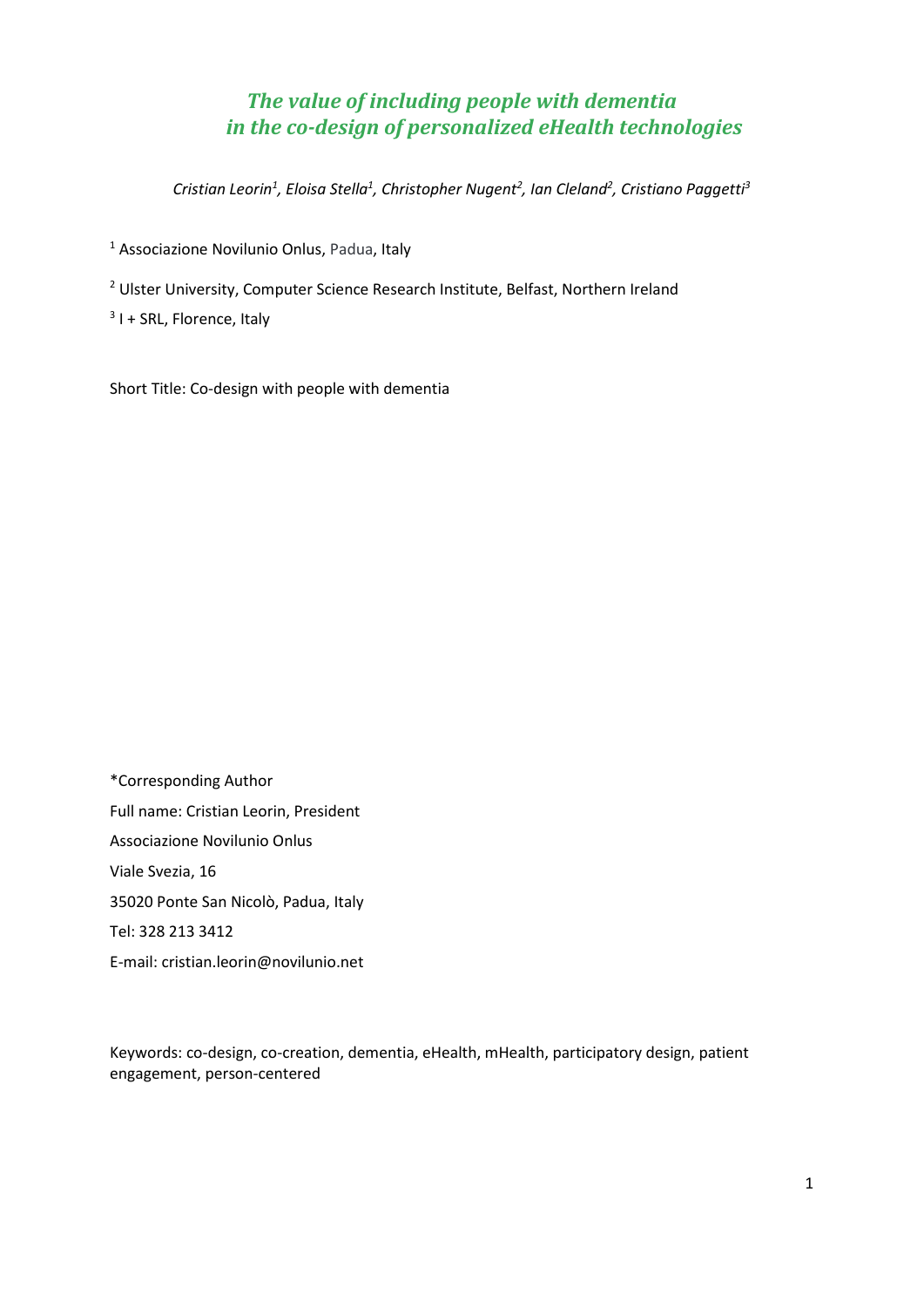# *The value of including people with dementia in the co-design of personalized eHealth technologies*

*Cristian Leorin[1], Eloisa Stella[1], Christopher Nugent[2], Ian Cleland[2], Cristiano Paggetti[3]*

[1] Associazione Novilunio Onlus, Padua, Italy

[2] Ulster University, Computer Science Research Institute, Belfast, Northern Ireland

[3] I + SRL, Florence, Italy

Short Title: Co-design with people with dementia

*Corresponding Author

Full name: Cristian Leorin, President

Associazione Novilunio Onlus

Viale Svezia, 16

35020 Ponte San Nicolò, Padua, Italy

Tel: 328 213 3412

E-mail: cristian.leorin@novilunio.net

Keywords: co-design, co-creation, dementia, eHealth, mHealth, participatory design, patient engagement, person-centered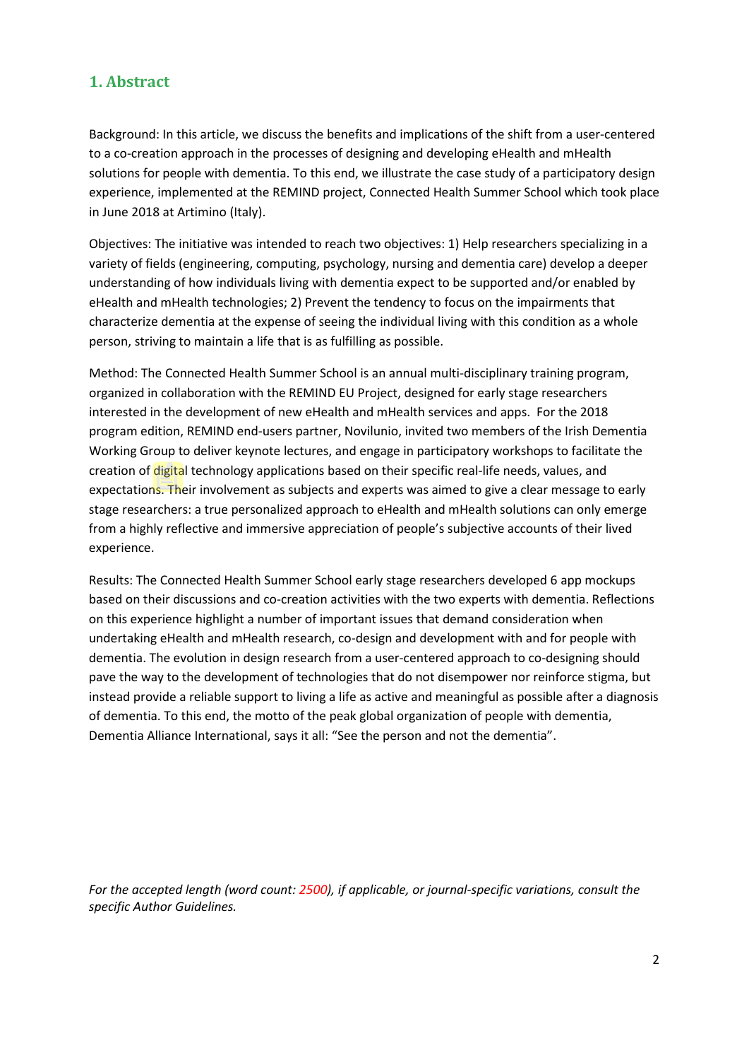## 1. Abstract

Background: In this article, we discuss the benefits and implications of the shift from a user-centered to a co-creation approach in the processes of designing and developing eHealth and mHealth solutions for people with dementia. To this end, we illustrate the case study of a participatory design experience, implemented at the REMIND project, Connected Health Summer School which took place in June 2018 at Artimino (Italy).

Objectives: The initiative was intended to reach two objectives: 1) Help researchers specializing in a variety of fields (engineering, computing, psychology, nursing and dementia care) develop a deeper understanding of how individuals living with dementia expect to be supported and/or enabled by eHealth and mHealth technologies; 2) Prevent the tendency to focus on the impairments that characterize dementia at the expense of seeing the individual living with this condition as a whole person, striving to maintain a life that is as fulfilling as possible.

Method: The Connected Health Summer School is an annual multi-disciplinary training program, organized in collaboration with the REMIND EU Project, designed for early stage researchers interested in the development of new eHealth and mHealth services and apps. For the 2018 program edition, REMIND end-users partner, Novilunio, invited two members of the Irish Dementia Working Group to deliver keynote lectures, and engage in participatory workshops to facilitate the creation of digital technology applications based on their specific real-life needs, values, and expectations. Their involvement as subjects and experts was aimed to give a clear message to early stage researchers: a true personalized approach to eHealth and mHealth solutions can only emerge from a highly reflective and immersive appreciation of people's subjective accounts of their lived experience.

Results: The Connected Health Summer School early stage researchers developed 6 app mockups based on their discussions and co-creation activities with the two experts with dementia. Reflections on this experience highlight a number of important issues that demand consideration when undertaking eHealth and mHealth research, co-design and development with and for people with dementia. The evolution in design research from a user-centered approach to co-designing should pave the way to the development of technologies that do not disempower nor reinforce stigma, but instead provide a reliable support to living a life as active and meaningful as possible after a diagnosis of dementia. To this end, the motto of the peak global organization of people with dementia, Dementia Alliance International, says it all: "See the person and not the dementia".

*For the accepted length (word count: 2500), if applicable, or journal-specific variations, consult the specific Author Guidelines.*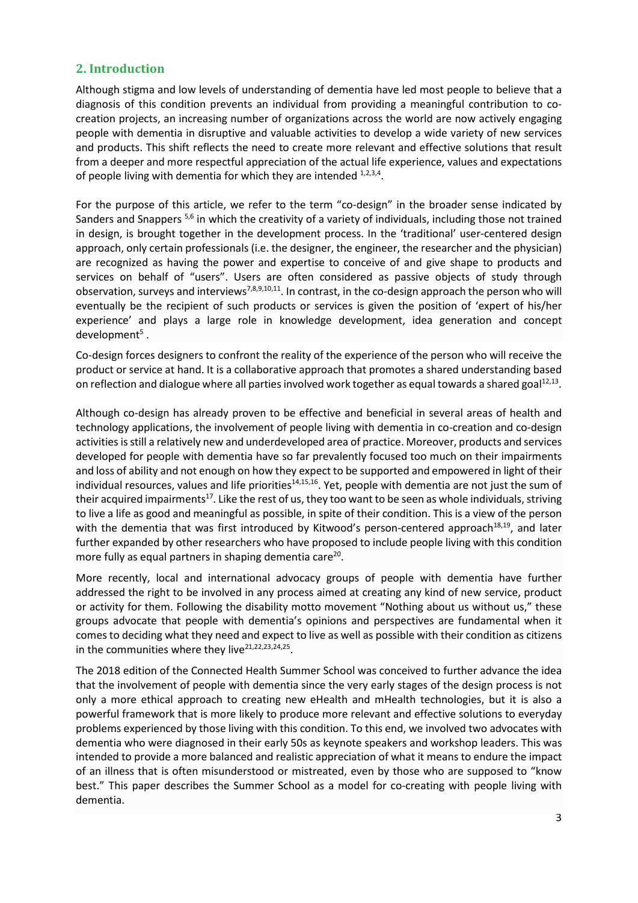## 2. Introduction

Although stigma and low levels of understanding of dementia have led most people to believe that a diagnosis of this condition prevents an individual from providing a meaningful contribution to co-creation projects, an increasing number of organizations across the world are now actively engaging people with dementia in disruptive and valuable activities to develop a wide variety of new services and products. This shift reflects the need to create more relevant and effective solutions that result from a deeper and more respectful appreciation of the actual life experience, values and expectations of people living with dementia for which they are intended [1,2,3,4].

For the purpose of this article, we refer to the term "co-design" in the broader sense indicated by Sanders and Snappers [5,6] in which the creativity of a variety of individuals, including those not trained in design, is brought together in the development process. In the 'traditional' user-centered design approach, only certain professionals (i.e. the designer, the engineer, the researcher and the physician) are recognized as having the power and expertise to conceive of and give shape to products and services on behalf of "users". Users are often considered as passive objects of study through observation, surveys and interviews[7,8,9,10,11]. In contrast, in the co-design approach the person who will eventually be the recipient of such products or services is given the position of 'expert of his/her experience' and plays a large role in knowledge development, idea generation and concept development[5] .

Co-design forces designers to confront the reality of the experience of the person who will receive the product or service at hand. It is a collaborative approach that promotes a shared understanding based on reflection and dialogue where all parties involved work together as equal towards a shared goal[12,13].

Although co-design has already proven to be effective and beneficial in several areas of health and technology applications, the involvement of people living with dementia in co-creation and co-design activities is still a relatively new and underdeveloped area of practice. Moreover, products and services developed for people with dementia have so far prevalently focused too much on their impairments and loss of ability and not enough on how they expect to be supported and empowered in light of their individual resources, values and life priorities[14,15,16]. Yet, people with dementia are not just the sum of their acquired impairments[17]. Like the rest of us, they too want to be seen as whole individuals, striving to live a life as good and meaningful as possible, in spite of their condition. This is a view of the person with the dementia that was first introduced by Kitwood's person-centered approach[18,19], and later further expanded by other researchers who have proposed to include people living with this condition more fully as equal partners in shaping dementia care[20].

More recently, local and international advocacy groups of people with dementia have further addressed the right to be involved in any process aimed at creating any kind of new service, product or activity for them. Following the disability motto movement "Nothing about us without us," these groups advocate that people with dementia's opinions and perspectives are fundamental when it comes to deciding what they need and expect to live as well as possible with their condition as citizens in the communities where they live[21,22,23,24,25].

The 2018 edition of the Connected Health Summer School was conceived to further advance the idea that the involvement of people with dementia since the very early stages of the design process is not only a more ethical approach to creating new eHealth and mHealth technologies, but it is also a powerful framework that is more likely to produce more relevant and effective solutions to everyday problems experienced by those living with this condition. To this end, we involved two advocates with dementia who were diagnosed in their early 50s as keynote speakers and workshop leaders. This was intended to provide a more balanced and realistic appreciation of what it means to endure the impact of an illness that is often misunderstood or mistreated, even by those who are supposed to "know best." This paper describes the Summer School as a model for co-creating with people living with dementia.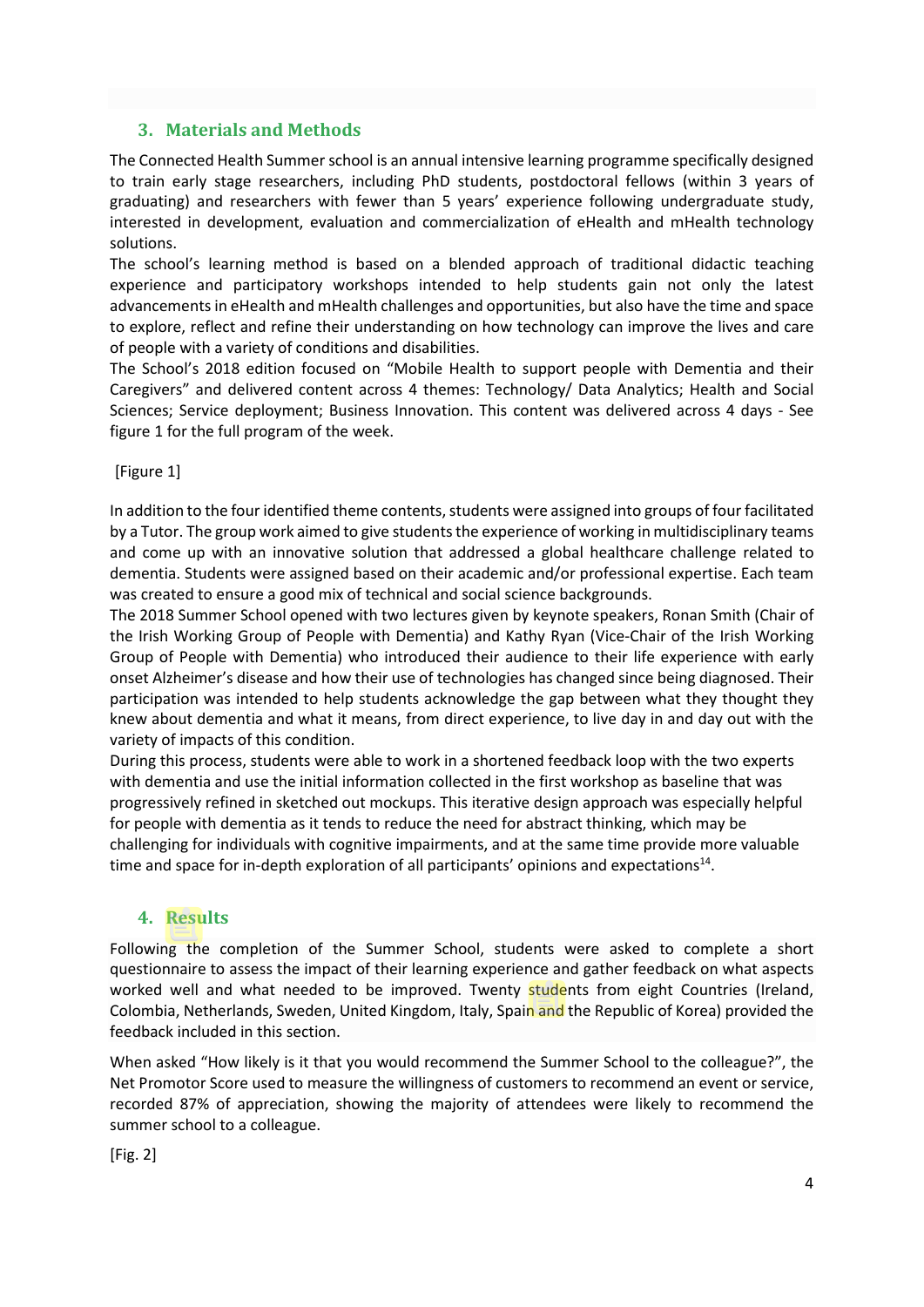## 3. Materials and Methods

The Connected Health Summer school is an annual intensive learning programme specifically designed to train early stage researchers, including PhD students, postdoctoral fellows (within 3 years of graduating) and researchers with fewer than 5 years' experience following undergraduate study, interested in development, evaluation and commercialization of eHealth and mHealth technology solutions.

The school's learning method is based on a blended approach of traditional didactic teaching experience and participatory workshops intended to help students gain not only the latest advancements in eHealth and mHealth challenges and opportunities, but also have the time and space to explore, reflect and refine their understanding on how technology can improve the lives and care of people with a variety of conditions and disabilities.

The School's 2018 edition focused on "Mobile Health to support people with Dementia and their Caregivers" and delivered content across 4 themes: Technology/ Data Analytics; Health and Social Sciences; Service deployment; Business Innovation. This content was delivered across 4 days - See figure 1 for the full program of the week.

[Figure 1]

In addition to the four identified theme contents, students were assigned into groups of four facilitated by a Tutor. The group work aimed to give students the experience of working in multidisciplinary teams and come up with an innovative solution that addressed a global healthcare challenge related to dementia. Students were assigned based on their academic and/or professional expertise. Each team was created to ensure a good mix of technical and social science backgrounds.

The 2018 Summer School opened with two lectures given by keynote speakers, Ronan Smith (Chair of the Irish Working Group of People with Dementia) and Kathy Ryan (Vice-Chair of the Irish Working Group of People with Dementia) who introduced their audience to their life experience with early onset Alzheimer's disease and how their use of technologies has changed since being diagnosed. Their participation was intended to help students acknowledge the gap between what they thought they knew about dementia and what it means, from direct experience, to live day in and day out with the variety of impacts of this condition.

During this process, students were able to work in a shortened feedback loop with the two experts with dementia and use the initial information collected in the first workshop as baseline that was progressively refined in sketched out mockups. This iterative design approach was especially helpful for people with dementia as it tends to reduce the need for abstract thinking, which may be challenging for individuals with cognitive impairments, and at the same time provide more valuable time and space for in-depth exploration of all participants' opinions and expectations[14].

## 4. Results

Following the completion of the Summer School, students were asked to complete a short questionnaire to assess the impact of their learning experience and gather feedback on what aspects worked well and what needed to be improved. Twenty students from eight Countries (Ireland, Colombia, Netherlands, Sweden, United Kingdom, Italy, Spain and the Republic of Korea) provided the feedback included in this section.

When asked "How likely is it that you would recommend the Summer School to the colleague?", the Net Promotor Score used to measure the willingness of customers to recommend an event or service, recorded 87% of appreciation, showing the majority of attendees were likely to recommend the summer school to a colleague.

[Fig. 2]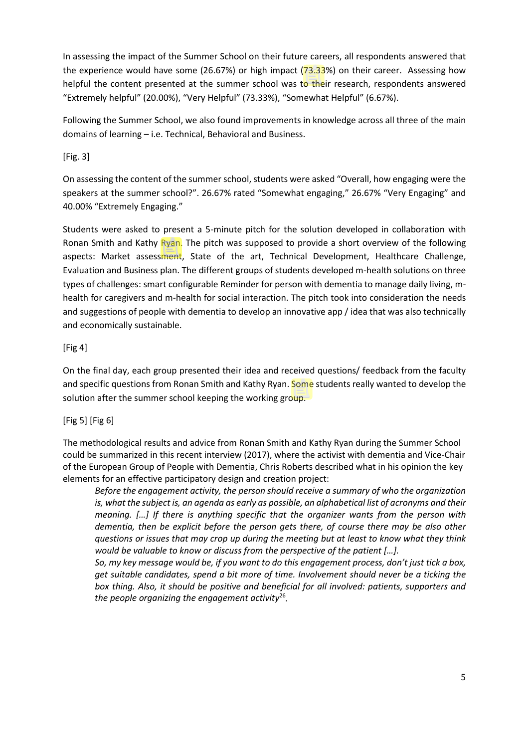In assessing the impact of the Summer School on their future careers, all respondents answered that the experience would have some (26.67%) or high impact (73.33%) on their career. Assessing how helpful the content presented at the summer school was to their research, respondents answered "Extremely helpful" (20.00%), "Very Helpful" (73.33%), "Somewhat Helpful" (6.67%).

Following the Summer School, we also found improvements in knowledge across all three of the main domains of learning – i.e. Technical, Behavioral and Business.

[Fig. 3]

On assessing the content of the summer school, students were asked "Overall, how engaging were the speakers at the summer school?". 26.67% rated "Somewhat engaging," 26.67% "Very Engaging" and 40.00% "Extremely Engaging."

Students were asked to present a 5-minute pitch for the solution developed in collaboration with Ronan Smith and Kathy Ryan. The pitch was supposed to provide a short overview of the following aspects: Market assessment, State of the art, Technical Development, Healthcare Challenge, Evaluation and Business plan. The different groups of students developed m-health solutions on three types of challenges: smart configurable Reminder for person with dementia to manage daily living, m-health for caregivers and m-health for social interaction. The pitch took into consideration the needs and suggestions of people with dementia to develop an innovative app / idea that was also technically and economically sustainable.

[Fig 4]

On the final day, each group presented their idea and received questions/ feedback from the faculty and specific questions from Ronan Smith and Kathy Ryan. Some students really wanted to develop the solution after the summer school keeping the working group.

[Fig 5] [Fig 6]

The methodological results and advice from Ronan Smith and Kathy Ryan during the Summer School could be summarized in this recent interview (2017), where the activist with dementia and Vice-Chair of the European Group of People with Dementia, Chris Roberts described what in his opinion the key elements for an effective participatory design and creation project:

> *Before the engagement activity, the person should receive a summary of who the organization is, what the subject is, an agenda as early as possible, an alphabetical list of acronyms and their meaning. […] If there is anything specific that the organizer wants from the person with dementia, then be explicit before the person gets there, of course there may be also other questions or issues that may crop up during the meeting but at least to know what they think would be valuable to know or discuss from the perspective of the patient […].*
>
> *So, my key message would be, if you want to do this engagement process, don't just tick a box, get suitable candidates, spend a bit more of time. Involvement should never be a ticking the box thing. Also, it should be positive and beneficial for all involved: patients, supporters and the people organizing the engagement activity*[26]*.*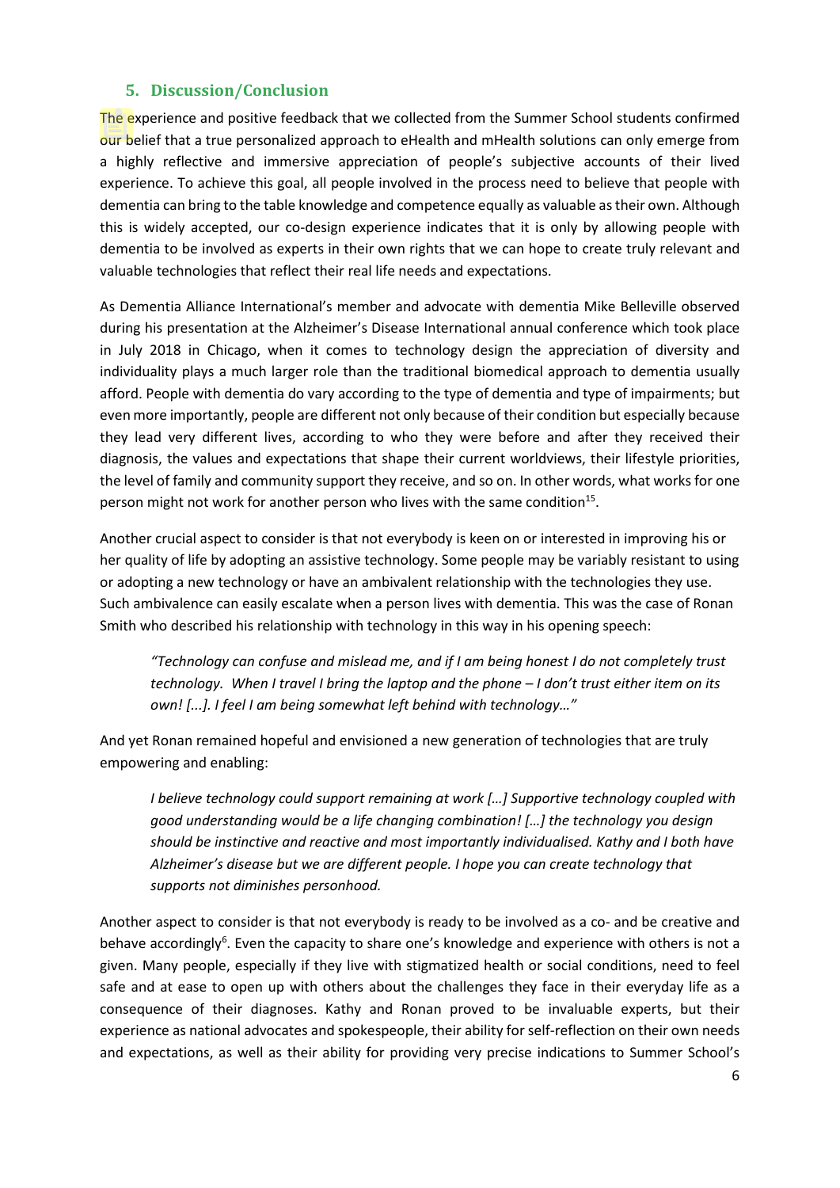## 5. Discussion/Conclusion

The experience and positive feedback that we collected from the Summer School students confirmed our belief that a true personalized approach to eHealth and mHealth solutions can only emerge from a highly reflective and immersive appreciation of people's subjective accounts of their lived experience. To achieve this goal, all people involved in the process need to believe that people with dementia can bring to the table knowledge and competence equally as valuable as their own. Although this is widely accepted, our co-design experience indicates that it is only by allowing people with dementia to be involved as experts in their own rights that we can hope to create truly relevant and valuable technologies that reflect their real life needs and expectations.

As Dementia Alliance International's member and advocate with dementia Mike Belleville observed during his presentation at the Alzheimer's Disease International annual conference which took place in July 2018 in Chicago, when it comes to technology design the appreciation of diversity and individuality plays a much larger role than the traditional biomedical approach to dementia usually afford. People with dementia do vary according to the type of dementia and type of impairments; but even more importantly, people are different not only because of their condition but especially because they lead very different lives, according to who they were before and after they received their diagnosis, the values and expectations that shape their current worldviews, their lifestyle priorities, the level of family and community support they receive, and so on. In other words, what works for one person might not work for another person who lives with the same condition[15].

Another crucial aspect to consider is that not everybody is keen on or interested in improving his or her quality of life by adopting an assistive technology. Some people may be variably resistant to using or adopting a new technology or have an ambivalent relationship with the technologies they use. Such ambivalence can easily escalate when a person lives with dementia. This was the case of Ronan Smith who described his relationship with technology in this way in his opening speech:

> *"Technology can confuse and mislead me, and if I am being honest I do not completely trust technology. When I travel I bring the laptop and the phone – I don't trust either item on its own! [...]. I feel I am being somewhat left behind with technology…"*

And yet Ronan remained hopeful and envisioned a new generation of technologies that are truly empowering and enabling:

> *I believe technology could support remaining at work […] Supportive technology coupled with good understanding would be a life changing combination! […] the technology you design should be instinctive and reactive and most importantly individualised. Kathy and I both have Alzheimer's disease but we are different people. I hope you can create technology that supports not diminishes personhood.*

Another aspect to consider is that not everybody is ready to be involved as a co- and be creative and behave accordingly[6]. Even the capacity to share one's knowledge and experience with others is not a given. Many people, especially if they live with stigmatized health or social conditions, need to feel safe and at ease to open up with others about the challenges they face in their everyday life as a consequence of their diagnoses. Kathy and Ronan proved to be invaluable experts, but their experience as national advocates and spokespeople, their ability for self-reflection on their own needs and expectations, as well as their ability for providing very precise indications to Summer School's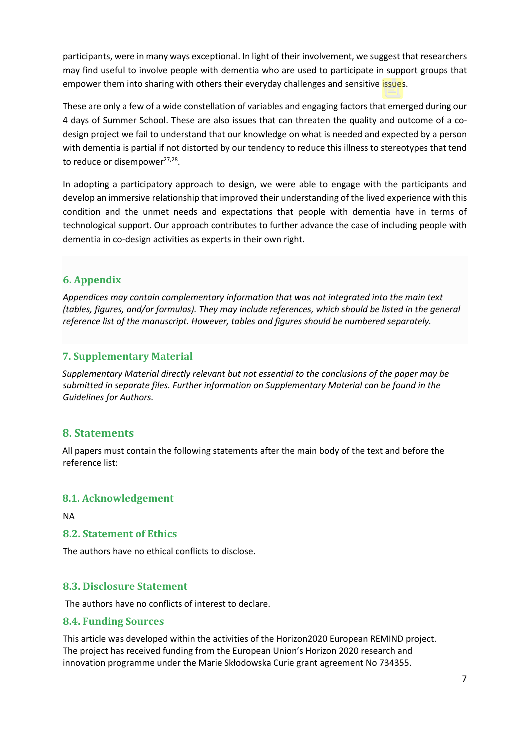participants, were in many ways exceptional. In light of their involvement, we suggest that researchers may find useful to involve people with dementia who are used to participate in support groups that empower them into sharing with others their everyday challenges and sensitive issues.

These are only a few of a wide constellation of variables and engaging factors that emerged during our 4 days of Summer School. These are also issues that can threaten the quality and outcome of a co-design project we fail to understand that our knowledge on what is needed and expected by a person with dementia is partial if not distorted by our tendency to reduce this illness to stereotypes that tend to reduce or disempower[27,28].

In adopting a participatory approach to design, we were able to engage with the participants and develop an immersive relationship that improved their understanding of the lived experience with this condition and the unmet needs and expectations that people with dementia have in terms of technological support. Our approach contributes to further advance the case of including people with dementia in co-design activities as experts in their own right.

## 6. Appendix

*Appendices may contain complementary information that was not integrated into the main text (tables, figures, and/or formulas). They may include references, which should be listed in the general reference list of the manuscript. However, tables and figures should be numbered separately.*

## 7. Supplementary Material

*Supplementary Material directly relevant but not essential to the conclusions of the paper may be submitted in separate files. Further information on Supplementary Material can be found in the Guidelines for Authors.*

## 8. Statements

All papers must contain the following statements after the main body of the text and before the reference list:

### 8.1. Acknowledgement

NA

### 8.2. Statement of Ethics

The authors have no ethical conflicts to disclose.

### 8.3. Disclosure Statement

The authors have no conflicts of interest to declare.

### 8.4. Funding Sources

This article was developed within the activities of the Horizon2020 European REMIND project. The project has received funding from the European Union's Horizon 2020 research and innovation programme under the Marie Skłodowska Curie grant agreement No 734355.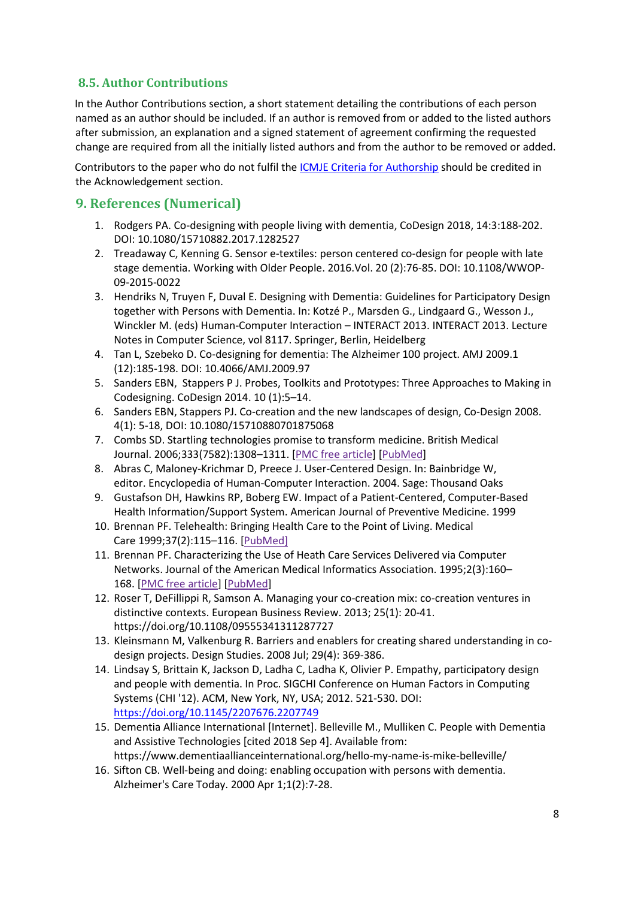### 8.5. Author Contributions

In the Author Contributions section, a short statement detailing the contributions of each person named as an author should be included. If an author is removed from or added to the listed authors after submission, an explanation and a signed statement of agreement confirming the requested change are required from all the initially listed authors and from the author to be removed or added.

Contributors to the paper who do not fulfil the ICMJE Criteria for Authorship should be credited in the Acknowledgement section.

## 9. References (Numerical)

1. Rodgers PA. Co-designing with people living with dementia, CoDesign 2018, 14:3:188-202. DOI: 10.1080/15710882.2017.1282527
2. Treadaway C, Kenning G. Sensor e-textiles: person centered co-design for people with late stage dementia. Working with Older People. 2016.Vol. 20 (2):76-85. DOI: 10.1108/WWOP-09-2015-0022
3. Hendriks N, Truyen F, Duval E. Designing with Dementia: Guidelines for Participatory Design together with Persons with Dementia. In: Kotzé P., Marsden G., Lindgaard G., Wesson J., Winckler M. (eds) Human-Computer Interaction – INTERACT 2013. INTERACT 2013. Lecture Notes in Computer Science, vol 8117. Springer, Berlin, Heidelberg
4. Tan L, Szebeko D. Co-designing for dementia: The Alzheimer 100 project. AMJ 2009.1 (12):185-198. DOI: 10.4066/AMJ.2009.97
5. Sanders EBN, Stappers P J. Probes, Toolkits and Prototypes: Three Approaches to Making in Codesigning. CoDesign 2014. 10 (1):5–14.
6. Sanders EBN, Stappers PJ. Co-creation and the new landscapes of design, Co-Design 2008. 4(1): 5-18, DOI: 10.1080/15710880701875068
7. Combs SD. Startling technologies promise to transform medicine. British Medical Journal. 2006;333(7582):1308–1311. [PMC free article] [PubMed]
8. Abras C, Maloney-Krichmar D, Preece J. User-Centered Design. In: Bainbridge W, editor. Encyclopedia of Human-Computer Interaction. 2004. Sage: Thousand Oaks
9. Gustafson DH, Hawkins RP, Boberg EW. Impact of a Patient-Centered, Computer-Based Health Information/Support System. American Journal of Preventive Medicine. 1999
10. Brennan PF. Telehealth: Bringing Health Care to the Point of Living. Medical Care 1999;37(2):115–116. [PubMed]
11. Brennan PF. Characterizing the Use of Heath Care Services Delivered via Computer Networks. Journal of the American Medical Informatics Association. 1995;2(3):160–168. [PMC free article] [PubMed]
12. Roser T, DeFillippi R, Samson A. Managing your co-creation mix: co-creation ventures in distinctive contexts. European Business Review. 2013; 25(1): 20-41. https://doi.org/10.1108/09555341311287727
13. Kleinsmann M, Valkenburg R. Barriers and enablers for creating shared understanding in co-design projects. Design Studies. 2008 Jul; 29(4): 369-386.
14. Lindsay S, Brittain K, Jackson D, Ladha C, Ladha K, Olivier P. Empathy, participatory design and people with dementia. In Proc. SIGCHI Conference on Human Factors in Computing Systems (CHI '12). ACM, New York, NY, USA; 2012. 521-530. DOI: https://doi.org/10.1145/2207676.2207749
15. Dementia Alliance International [Internet]. Belleville M., Mulliken C. People with Dementia and Assistive Technologies [cited 2018 Sep 4]. Available from: https://www.dementiaallianceinternational.org/hello-my-name-is-mike-belleville/
16. Sifton CB. Well-being and doing: enabling occupation with persons with dementia. Alzheimer's Care Today. 2000 Apr 1;1(2):7-28.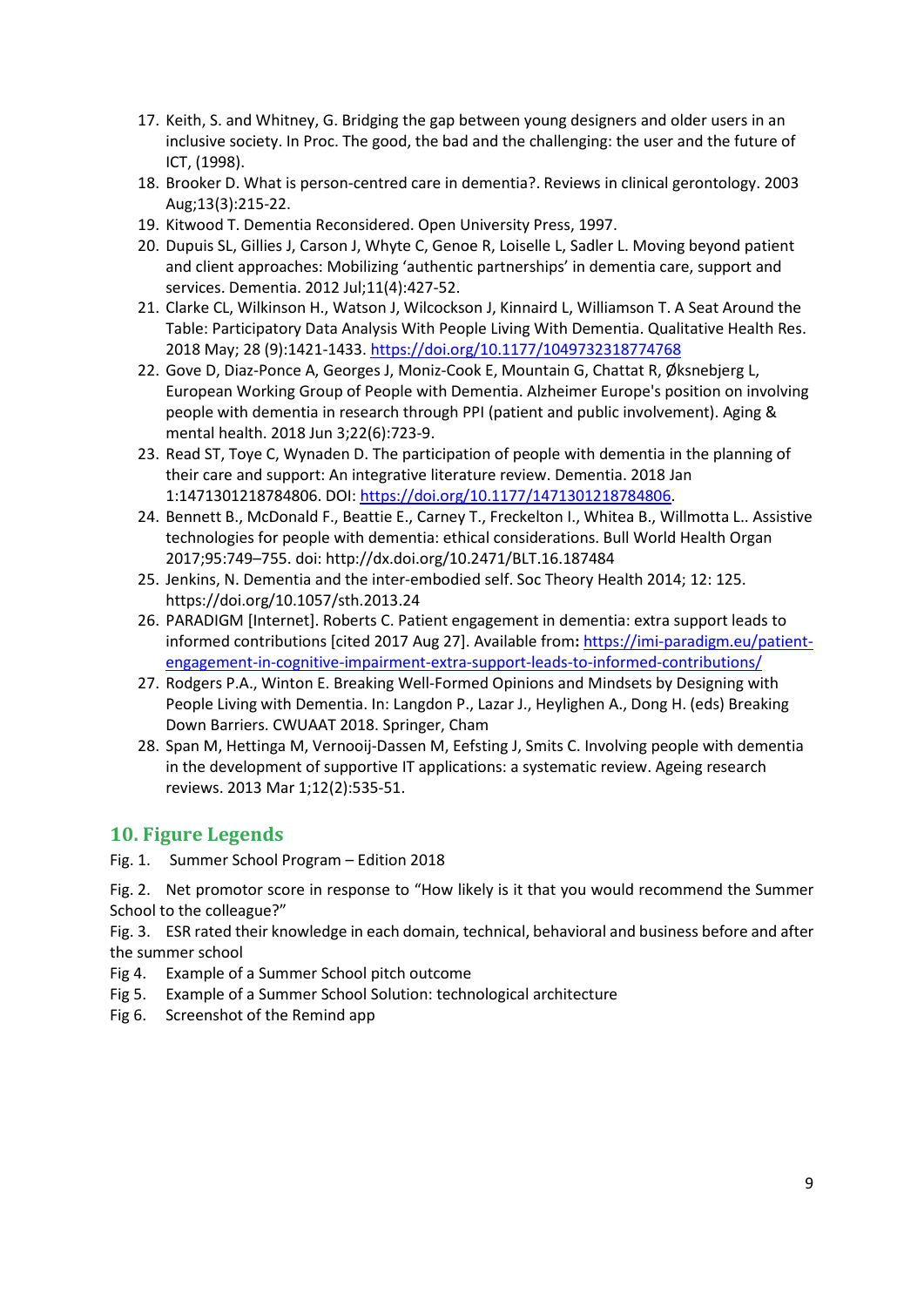17. Keith, S. and Whitney, G. Bridging the gap between young designers and older users in an inclusive society. In Proc. The good, the bad and the challenging: the user and the future of ICT, (1998).
18. Brooker D. What is person-centred care in dementia?. Reviews in clinical gerontology. 2003 Aug;13(3):215-22.
19. Kitwood T. Dementia Reconsidered. Open University Press, 1997.
20. Dupuis SL, Gillies J, Carson J, Whyte C, Genoe R, Loiselle L, Sadler L. Moving beyond patient and client approaches: Mobilizing 'authentic partnerships' in dementia care, support and services. Dementia. 2012 Jul;11(4):427-52.
21. Clarke CL, Wilkinson H., Watson J, Wilcockson J, Kinnaird L, Williamson T. A Seat Around the Table: Participatory Data Analysis With People Living With Dementia. Qualitative Health Res. 2018 May; 28 (9):1421-1433. https://doi.org/10.1177/1049732318774768
22. Gove D, Diaz-Ponce A, Georges J, Moniz-Cook E, Mountain G, Chattat R, Øksnebjerg L, European Working Group of People with Dementia. Alzheimer Europe's position on involving people with dementia in research through PPI (patient and public involvement). Aging & mental health. 2018 Jun 3;22(6):723-9.
23. Read ST, Toye C, Wynaden D. The participation of people with dementia in the planning of their care and support: An integrative literature review. Dementia. 2018 Jan 1:1471301218784806. DOI: https://doi.org/10.1177/1471301218784806.
24. Bennett B., McDonald F., Beattie E., Carney T., Freckelton I., Whitea B., Willmotta L.. Assistive technologies for people with dementia: ethical considerations. Bull World Health Organ 2017;95:749–755. doi: http://dx.doi.org/10.2471/BLT.16.187484
25. Jenkins, N. Dementia and the inter-embodied self. Soc Theory Health 2014; 12: 125. https://doi.org/10.1057/sth.2013.24
26. PARADIGM [Internet]. Roberts C. Patient engagement in dementia: extra support leads to informed contributions [cited 2017 Aug 27]. Available from: https://imi-paradigm.eu/patient-engagement-in-cognitive-impairment-extra-support-leads-to-informed-contributions/
27. Rodgers P.A., Winton E. Breaking Well-Formed Opinions and Mindsets by Designing with People Living with Dementia. In: Langdon P., Lazar J., Heylighen A., Dong H. (eds) Breaking Down Barriers. CWUAAT 2018. Springer, Cham
28. Span M, Hettinga M, Vernooij-Dassen M, Eefsting J, Smits C. Involving people with dementia in the development of supportive IT applications: a systematic review. Ageing research reviews. 2013 Mar 1;12(2):535-51.

## 10. Figure Legends

Fig. 1. Summer School Program – Edition 2018

Fig. 2. Net promotor score in response to "How likely is it that you would recommend the Summer School to the colleague?"

Fig. 3. ESR rated their knowledge in each domain, technical, behavioral and business before and after the summer school

Fig 4. Example of a Summer School pitch outcome

Fig 5. Example of a Summer School Solution: technological architecture

Fig 6. Screenshot of the Remind app